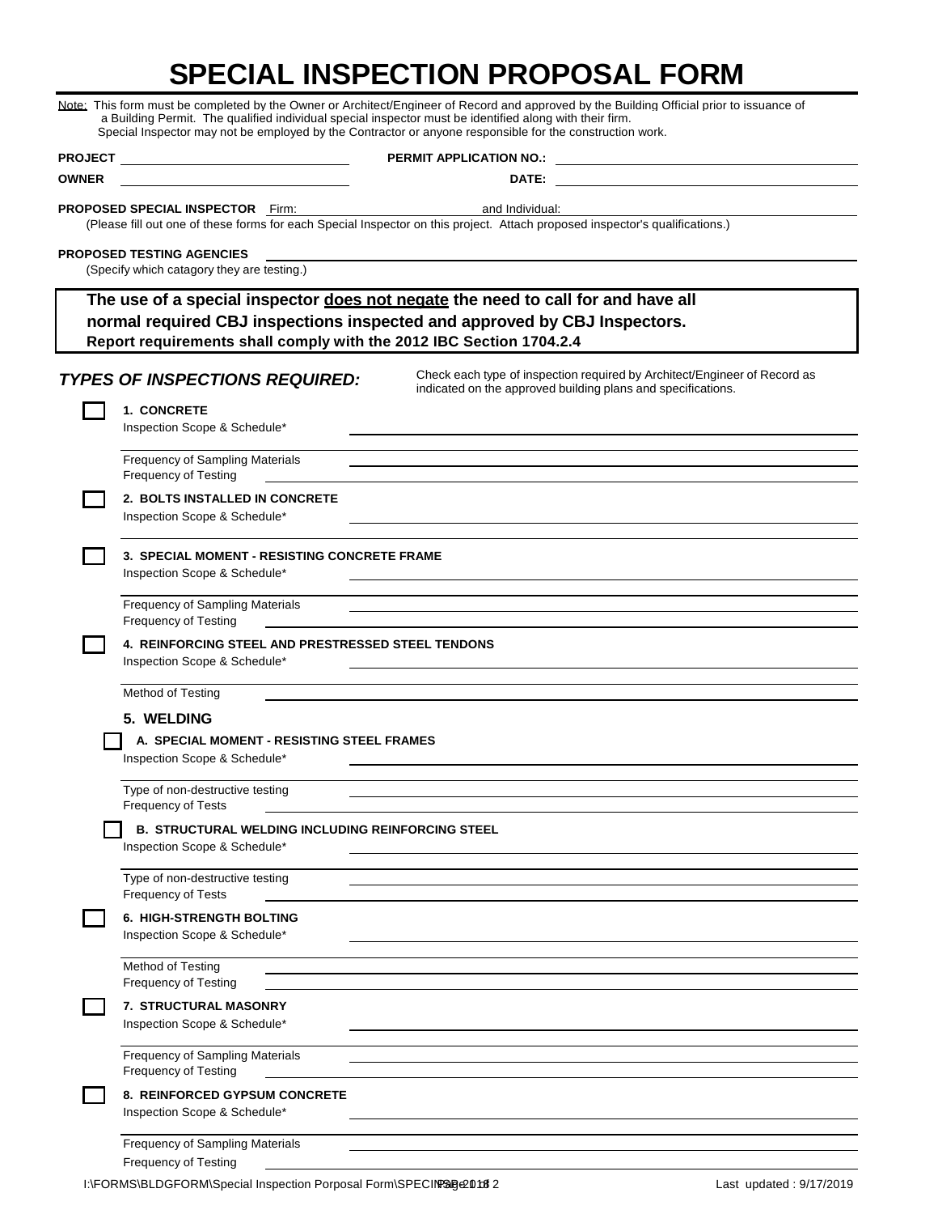# SPECIAL INSPECTION PROPOSAL FORM

Note: This form must be completed by the Owner or Architect/Engineer of Record and approved by the Building Official prior to issuance of a Building Permit. The qualified individual special inspector must be identified along with their firm. Special Inspector may not be employed by the Contractor or anyone responsible for the construction work.

**PROJECT** ______________________ **PERMIT APPLICATION NO.:** ______________________

**OWNER** ______________________ **DATE:** ______________________

**PROPOSED SPECIAL INSPECTOR** Firm: ______________________ and Individual: ______________________

(Please fill out one of these forms for each Special Inspector on this project. Attach proposed inspector's qualifications.)

**PROPOSED TESTING AGENCIES** ______________________

(Specify which catagory they are testing.)

> **The use of a special inspector <u>does not negate</u> the need to call for and have all normal required CBJ inspections inspected and approved by CBJ Inspectors.**
> **Report requirements shall comply with the 2012 IBC Section 1704.2.4**

## *TYPES OF INSPECTIONS REQUIRED:*

Check each type of inspection required by Architect/Engineer of Record as indicated on the approved building plans and specifications.

☐ **1. CONCRETE**
- Inspection Scope & Schedule* ______________________
- Frequency of Sampling Materials ______________________
- Frequency of Testing ______________________

☐ **2. BOLTS INSTALLED IN CONCRETE**
- Inspection Scope & Schedule* ______________________

☐ **3. SPECIAL MOMENT - RESISTING CONCRETE FRAME**
- Inspection Scope & Schedule* ______________________
- Frequency of Sampling Materials ______________________
- Frequency of Testing ______________________

☐ **4. REINFORCING STEEL AND PRESTRESSED STEEL TENDONS**
- Inspection Scope & Schedule* ______________________
- Method of Testing ______________________

**5. WELDING**

☐ **A. SPECIAL MOMENT - RESISTING STEEL FRAMES**
- Inspection Scope & Schedule* ______________________
- Type of non-destructive testing ______________________
- Frequency of Tests ______________________

☐ **B. STRUCTURAL WELDING INCLUDING REINFORCING STEEL**
- Inspection Scope & Schedule* ______________________
- Type of non-destructive testing ______________________
- Frequency of Tests ______________________

☐ **6. HIGH-STRENGTH BOLTING**
- Inspection Scope & Schedule* ______________________
- Method of Testing ______________________
- Frequency of Testing ______________________

☐ **7. STRUCTURAL MASONRY**
- Inspection Scope & Schedule* ______________________
- Frequency of Sampling Materials ______________________
- Frequency of Testing ______________________

☐ **8. REINFORCED GYPSUM CONCRETE**
- Inspection Scope & Schedule* ______________________
- Frequency of Sampling Materials ______________________
- Frequency of Testing ______________________

I:\FORMS\BLDGFORM\Special Inspection Porposal Form\SPECINSP 2018 Last updated : 9/17/2019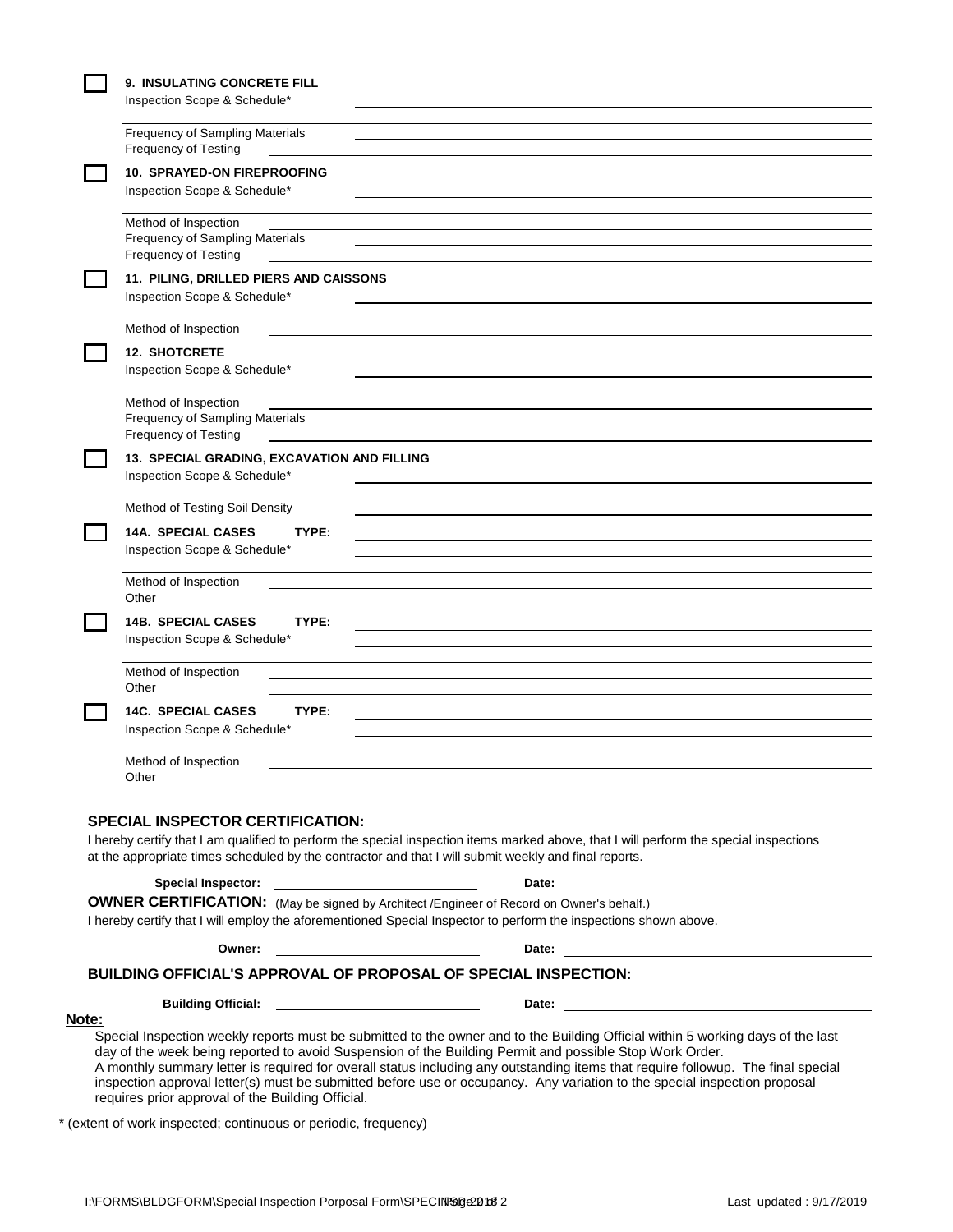☐ **9. INSULATING CONCRETE FILL**

Inspection Scope & Schedule* ______________________________

Frequency of Sampling Materials ______________________________

Frequency of Testing ______________________________

☐ **10. SPRAYED-ON FIREPROOFING**

Inspection Scope & Schedule* ______________________________

Method of Inspection ______________________________

Frequency of Sampling Materials ______________________________

Frequency of Testing ______________________________

☐ **11. PILING, DRILLED PIERS AND CAISSONS**

Inspection Scope & Schedule* ______________________________

Method of Inspection ______________________________

☐ **12. SHOTCRETE**

Inspection Scope & Schedule* ______________________________

Method of Inspection ______________________________

Frequency of Sampling Materials ______________________________

Frequency of Testing ______________________________

☐ **13. SPECIAL GRADING, EXCAVATION AND FILLING**

Inspection Scope & Schedule* ______________________________

Method of Testing Soil Density ______________________________

☐ **14A. SPECIAL CASES TYPE:** ______________________________

Inspection Scope & Schedule* ______________________________

Method of Inspection ______________________________

Other ______________________________

☐ **14B. SPECIAL CASES TYPE:** ______________________________

Inspection Scope & Schedule* ______________________________

Method of Inspection ______________________________

Other ______________________________

☐ **14C. SPECIAL CASES TYPE:** ______________________________

Inspection Scope & Schedule* ______________________________

Method of Inspection ______________________________

Other ______________________________

## SPECIAL INSPECTOR CERTIFICATION:

I hereby certify that I am qualified to perform the special inspection items marked above, that I will perform the special inspections at the appropriate times scheduled by the contractor and that I will submit weekly and final reports.

**Special Inspector:** ____________________ **Date:** ____________________

**OWNER CERTIFICATION:** (May be signed by Architect /Engineer of Record on Owner's behalf.)

I hereby certify that I will employ the aforementioned Special Inspector to perform the inspections shown above.

**Owner:** ____________________ **Date:** ____________________

## BUILDING OFFICIAL'S APPROVAL OF PROPOSAL OF SPECIAL INSPECTION:

**Building Official:** ____________________ **Date:** ____________________

**Note:**

Special Inspection weekly reports must be submitted to the owner and to the Building Official within 5 working days of the last day of the week being reported to avoid Suspension of the Building Permit and possible Stop Work Order.
A monthly summary letter is required for overall status including any outstanding items that require followup. The final special inspection approval letter(s) must be submitted before use or occupancy. Any variation to the special inspection proposal requires prior approval of the Building Official.

* (extent of work inspected; continuous or periodic, frequency)

I:\FORMS\BLDGFORM\Special Inspection Porposal Form\SPECINSP 2016 Last updated : 9/17/2019